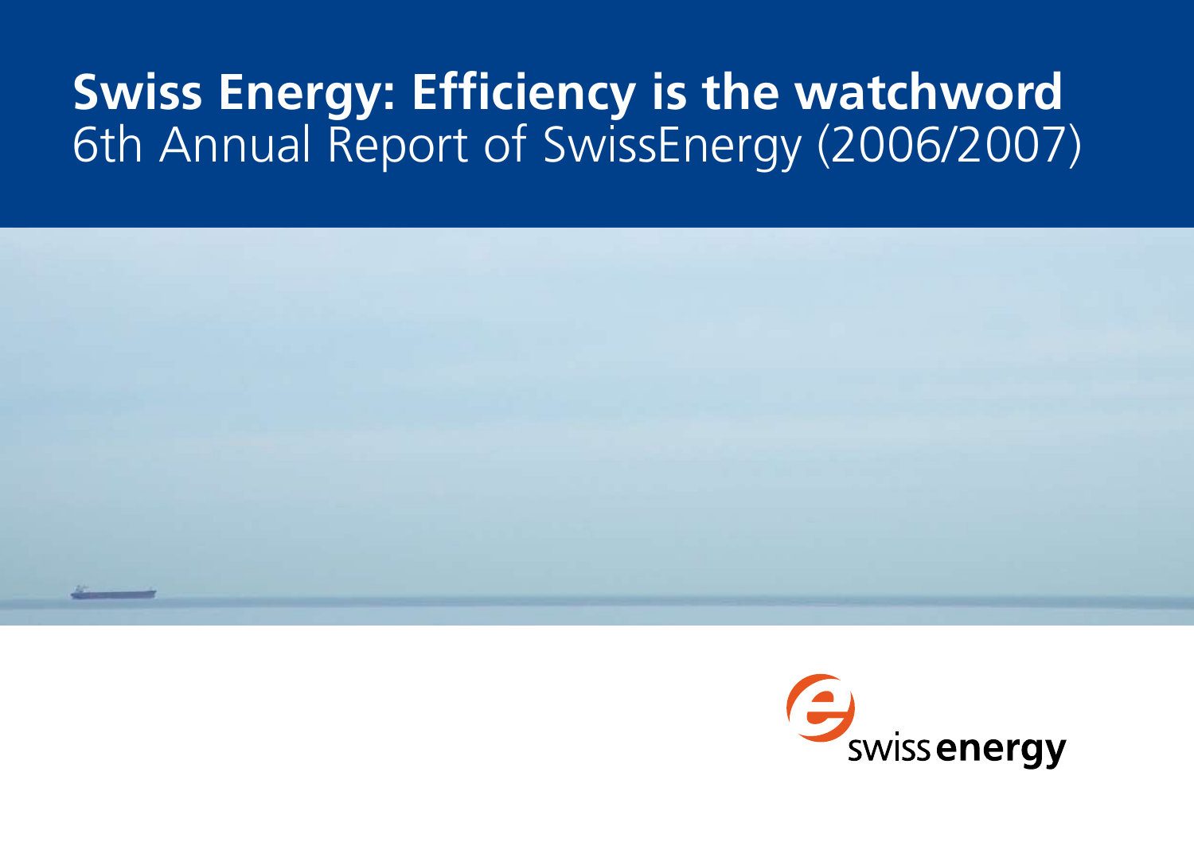# Swiss Energy: Efficiency is the watchword

6th Annual Report of SwissEnergy (2006/2007)

swiss energy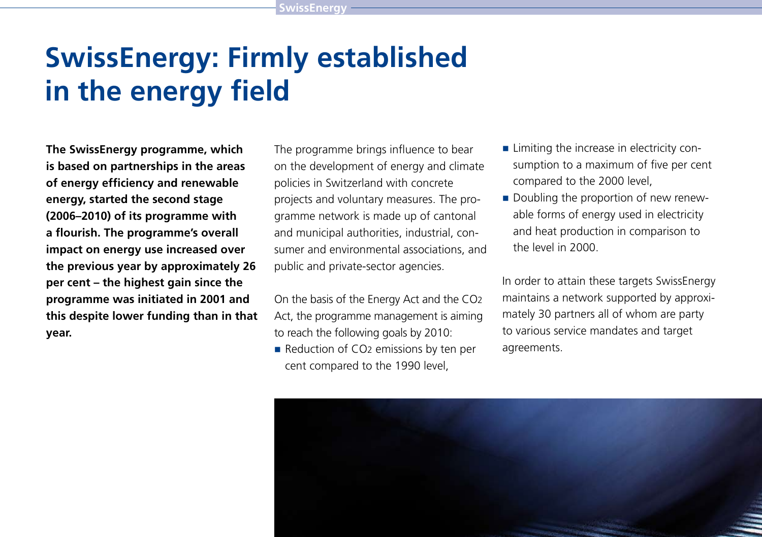# SwissEnergy: Firmly established in the energy field

**The SwissEnergy programme, which is based on partnerships in the areas of energy efficiency and renewable energy, started the second stage (2006–2010) of its programme with a flourish. The programme's overall impact on energy use increased over the previous year by approximately 26 per cent – the highest gain since the programme was initiated in 2001 and this despite lower funding than in that year.**

The programme brings influence to bear on the development of energy and climate policies in Switzerland with concrete projects and voluntary measures. The programme network is made up of cantonal and municipal authorities, industrial, consumer and environmental associations, and public and private-sector agencies.

On the basis of the Energy Act and the $CO_2$ Act, the programme management is aiming to reach the following goals by 2010:

- Reduction of $CO_2$ emissions by ten per cent compared to the 1990 level,
- Limiting the increase in electricity consumption to a maximum of five per cent compared to the 2000 level,
- Doubling the proportion of new renewable forms of energy used in electricity and heat production in comparison to the level in 2000.

In order to attain these targets SwissEnergy maintains a network supported by approximately 30 partners all of whom are party to various service mandates and target agreements.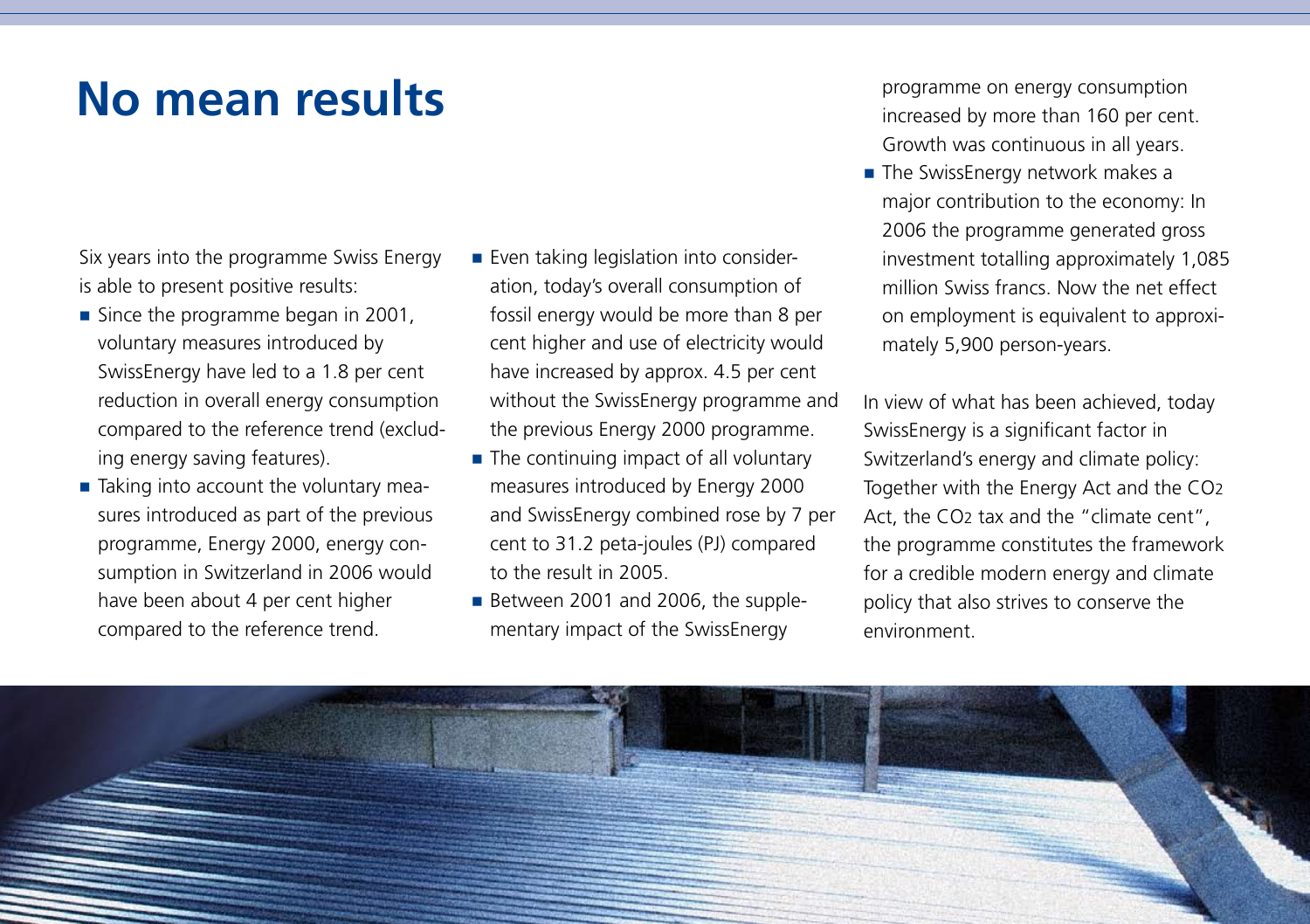# No mean results

Six years into the programme Swiss Energy is able to present positive results:

- Since the programme began in 2001, voluntary measures introduced by SwissEnergy have led to a 1.8 per cent reduction in overall energy consumption compared to the reference trend (excluding energy saving features).
- Taking into account the voluntary measures introduced as part of the previous programme, Energy 2000, energy consumption in Switzerland in 2006 would have been about 4 per cent higher compared to the reference trend.
- Even taking legislation into consideration, today's overall consumption of fossil energy would be more than 8 per cent higher and use of electricity would have increased by approx. 4.5 per cent without the SwissEnergy programme and the previous Energy 2000 programme.
- The continuing impact of all voluntary measures introduced by Energy 2000 and SwissEnergy combined rose by 7 per cent to 31.2 peta-joules (PJ) compared to the result in 2005.
- Between 2001 and 2006, the supplementary impact of the SwissEnergy programme on energy consumption increased by more than 160 per cent. Growth was continuous in all years.
- The SwissEnergy network makes a major contribution to the economy: In 2006 the programme generated gross investment totalling approximately 1,085 million Swiss francs. Now the net effect on employment is equivalent to approximately 5,900 person-years.

In view of what has been achieved, today SwissEnergy is a significant factor in Switzerland's energy and climate policy: Together with the Energy Act and the $CO_2$ Act, the $CO_2$ tax and the "climate cent", the programme constitutes the framework for a credible modern energy and climate policy that also strives to conserve the environment.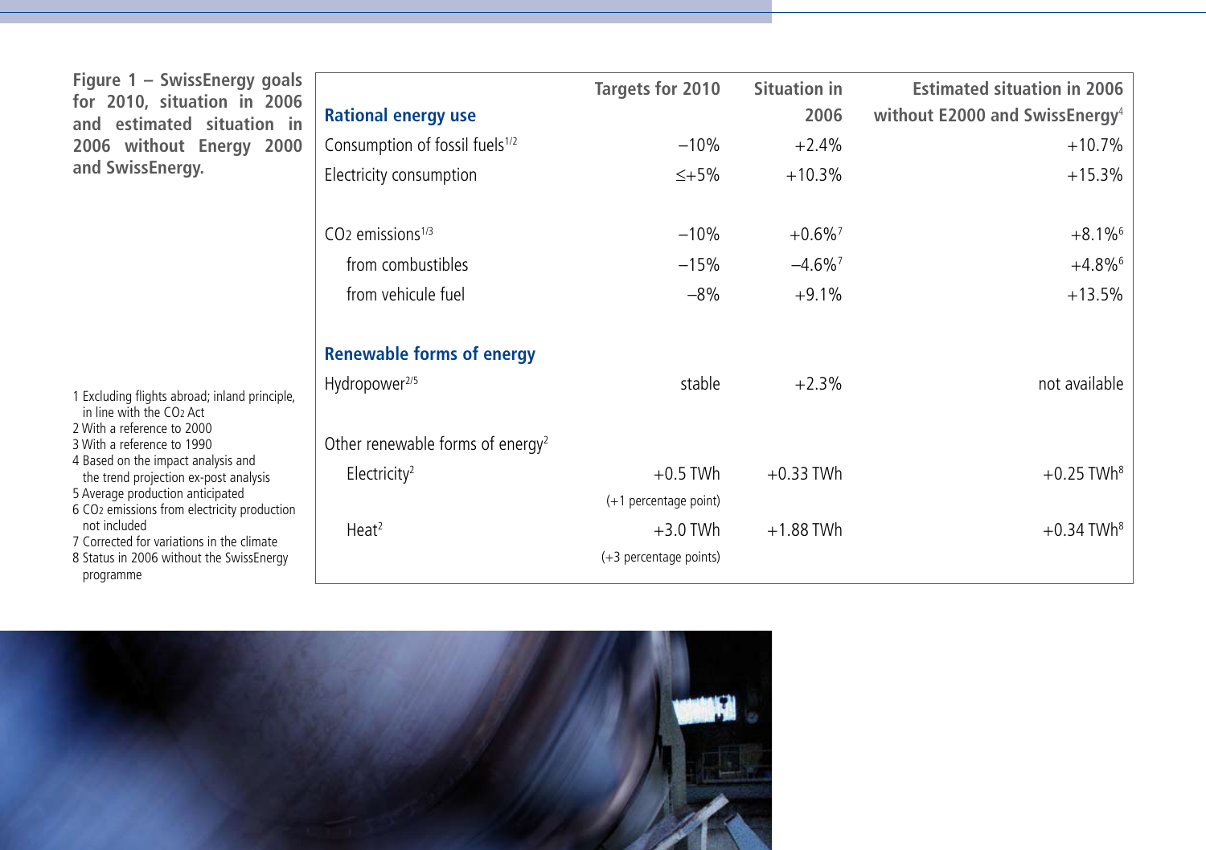**Figure 1 – SwissEnergy goals for 2010, situation in 2006 and estimated situation in 2006 without Energy 2000 and SwissEnergy.**

| | Targets for 2010 | Situation in 2006 | Estimated situation in 2006 without E2000 and SwissEnergy[4] |
|---|---|---|---|
| **Rational energy use** | | | |
| Consumption of fossil fuels[1/2] | –10% | +2.4% | +10.7% |
| Electricity consumption | ≤+5% | +10.3% | +15.3% |
| $CO_2$ emissions[1/3] | –10% | +0.6%[7] | +8.1%[6] |
| from combustibles | –15% | –4.6%[7] | +4.8%[6] |
| from vehicule fuel | –8% | +9.1% | +13.5% |
| **Renewable forms of energy** | | | |
| Hydropower[2/5] | stable | +2.3% | not available |
| Other renewable forms of energy[2] | | | |
| Electricity[2] | +0.5 TWh (+1 percentage point) | +0.33 TWh | +0.25 TWh[8] |
| Heat[2] | +3.0 TWh (+3 percentage points) | +1.88 TWh | +0.34 TWh[8] |

1 Excluding flights abroad; inland principle, in line with the $CO_2$ Act
2 With a reference to 2000
3 With a reference to 1990
4 Based on the impact analysis and the trend projection ex-post analysis
5 Average production anticipated
6 $CO_2$ emissions from electricity production not included
7 Corrected for variations in the climate
8 Status in 2006 without the SwissEnergy programme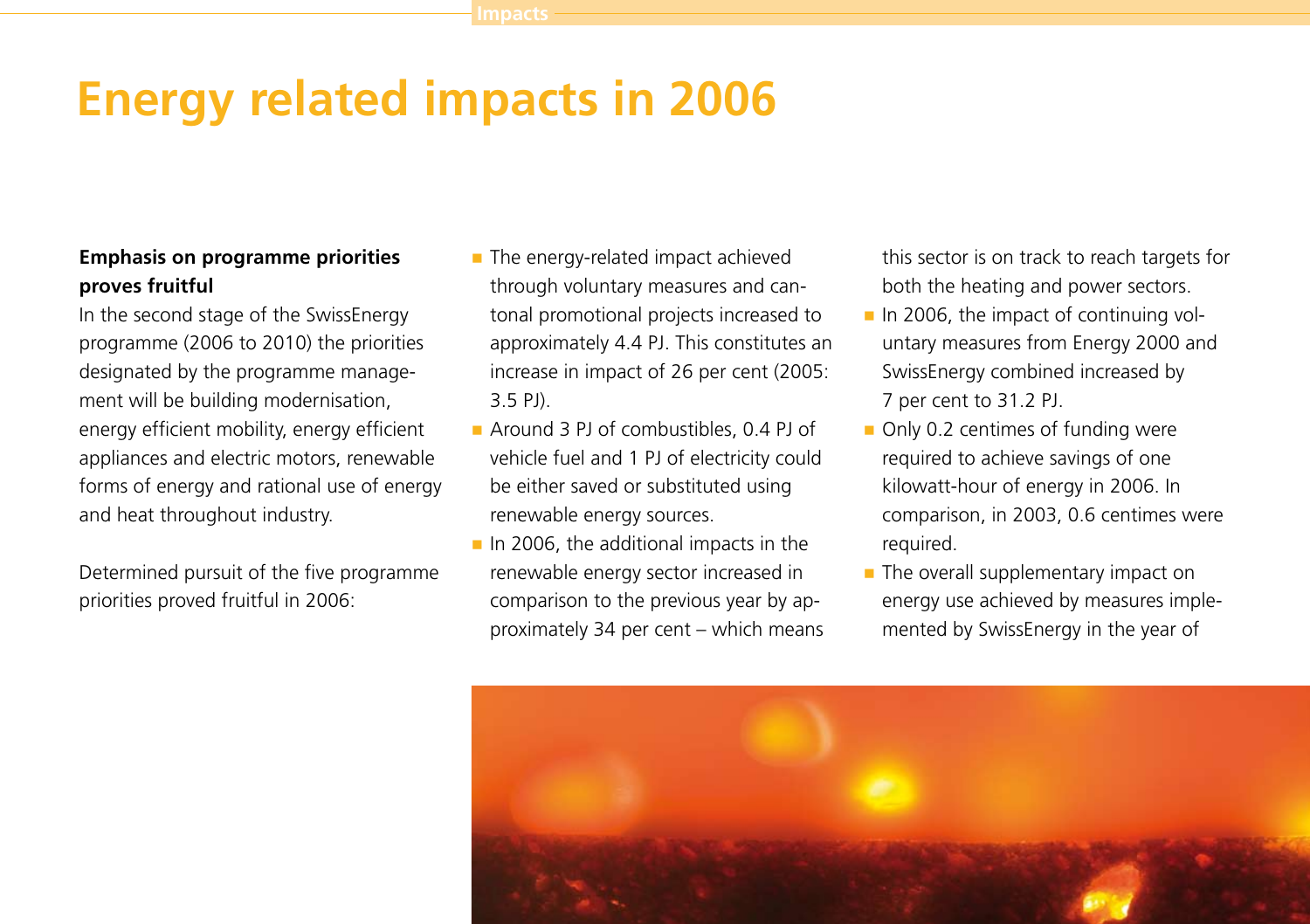# Energy related impacts in 2006

**Emphasis on programme priorities proves fruitful**

In the second stage of the SwissEnergy programme (2006 to 2010) the priorities designated by the programme management will be building modernisation, energy efficient mobility, energy efficient appliances and electric motors, renewable forms of energy and rational use of energy and heat throughout industry.

Determined pursuit of the five programme priorities proved fruitful in 2006:

- The energy-related impact achieved through voluntary measures and cantonal promotional projects increased to approximately 4.4 PJ. This constitutes an increase in impact of 26 per cent (2005: 3.5 PJ).
- Around 3 PJ of combustibles, 0.4 PJ of vehicle fuel and 1 PJ of electricity could be either saved or substituted using renewable energy sources.
- In 2006, the additional impacts in the renewable energy sector increased in comparison to the previous year by approximately 34 per cent – which means this sector is on track to reach targets for both the heating and power sectors.
- In 2006, the impact of continuing voluntary measures from Energy 2000 and SwissEnergy combined increased by 7 per cent to 31.2 PJ.
- Only 0.2 centimes of funding were required to achieve savings of one kilowatt-hour of energy in 2006. In comparison, in 2003, 0.6 centimes were required.
- The overall supplementary impact on energy use achieved by measures implemented by SwissEnergy in the year of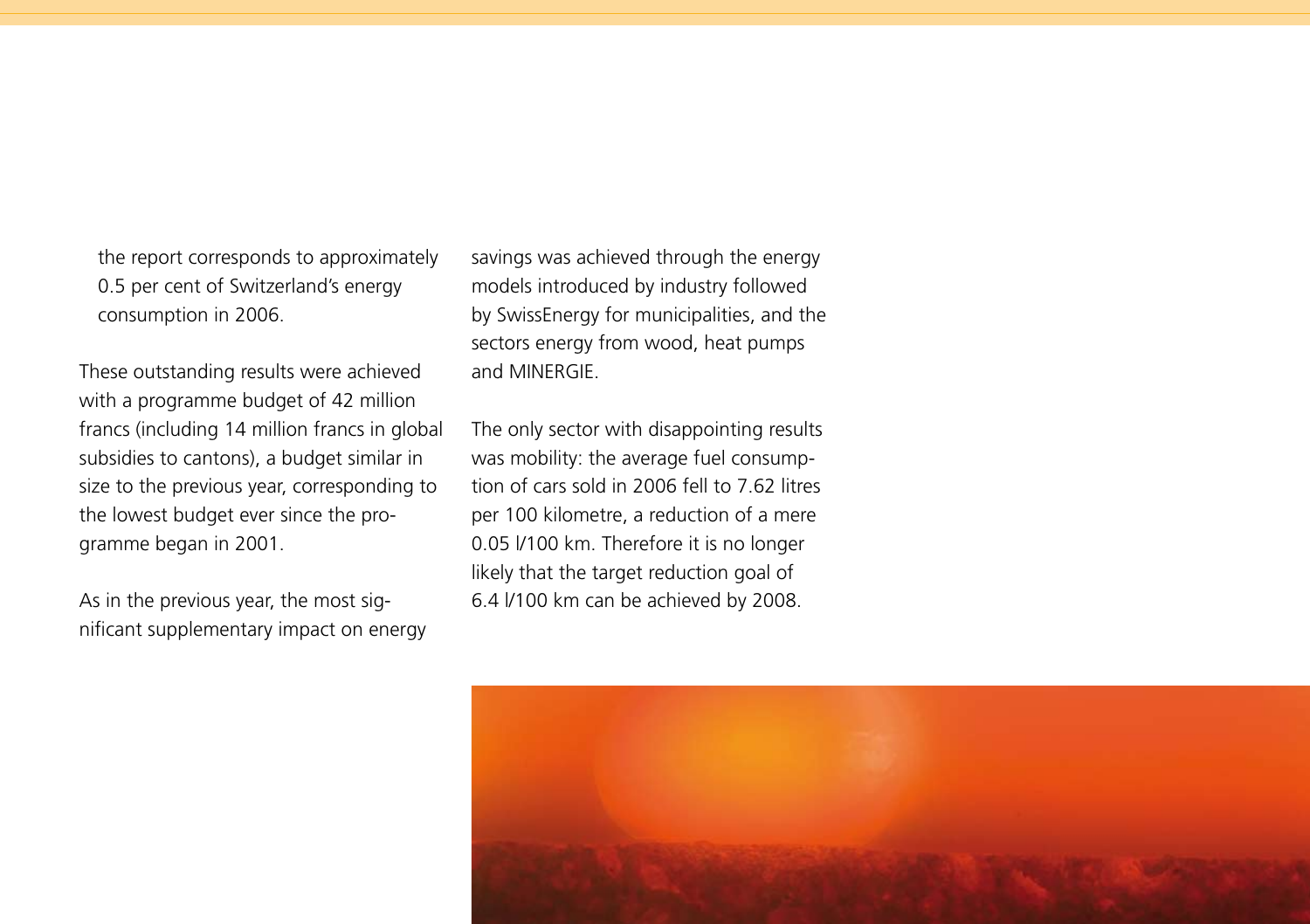the report corresponds to approximately 0.5 per cent of Switzerland's energy consumption in 2006.

These outstanding results were achieved with a programme budget of 42 million francs (including 14 million francs in global subsidies to cantons), a budget similar in size to the previous year, corresponding to the lowest budget ever since the programme began in 2001.

As in the previous year, the most significant supplementary impact on energy savings was achieved through the energy models introduced by industry followed by SwissEnergy for municipalities, and the sectors energy from wood, heat pumps and MINERGIE.

The only sector with disappointing results was mobility: the average fuel consumption of cars sold in 2006 fell to 7.62 litres per 100 kilometre, a reduction of a mere 0.05 l/100 km. Therefore it is no longer likely that the target reduction goal of 6.4 l/100 km can be achieved by 2008.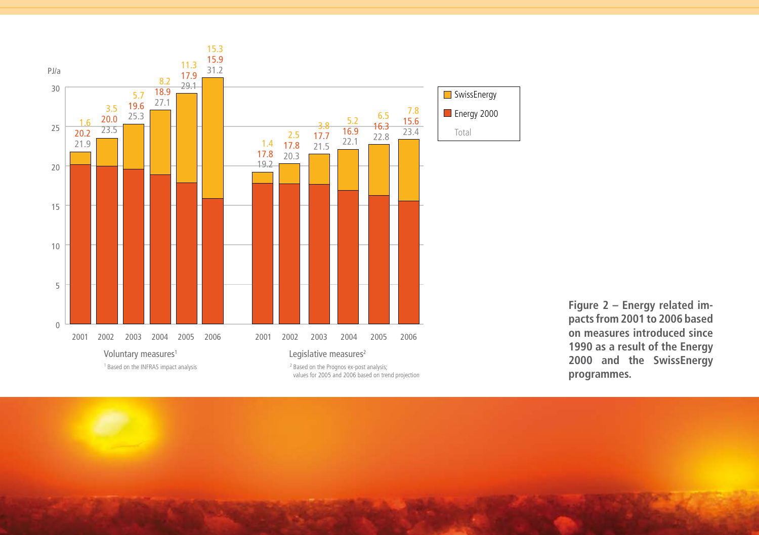| | Voluntary measures[1] | | | | | | Legislative measures[2] | | | | | |
|---|---|---|---|---|---|---|---|---|---|---|---|---|
| | 2001 | 2002 | 2003 | 2004 | 2005 | 2006 | 2001 | 2002 | 2003 | 2004 | 2005 | 2006 |
| SwissEnergy | 1.6 | 3.5 | 5.7 | 8.2 | 11.3 | 15.3 | 1.4 | 2.5 | 3.8 | 5.2 | 6.5 | 7.8 |
| Energy 2000 | 20.2 | 20.0 | 19.6 | 18.9 | 17.9 | 15.9 | 17.8 | 17.8 | 17.7 | 16.9 | 16.3 | 15.6 |
| Total | 21.9 | 23.5 | 25.3 | 27.1 | 29.1 | 31.2 | 19.2 | 20.3 | 21.5 | 22.1 | 22.8 | 23.4 |

Units: PJ/a

[1] Based on the INFRAS impact analysis

[2] Based on the Prognos ex-post analysis; values for 2005 and 2006 based on trend projection

**Figure 2 – Energy related impacts from 2001 to 2006 based on measures introduced since 1990 as a result of the Energy 2000 and the SwissEnergy programmes.**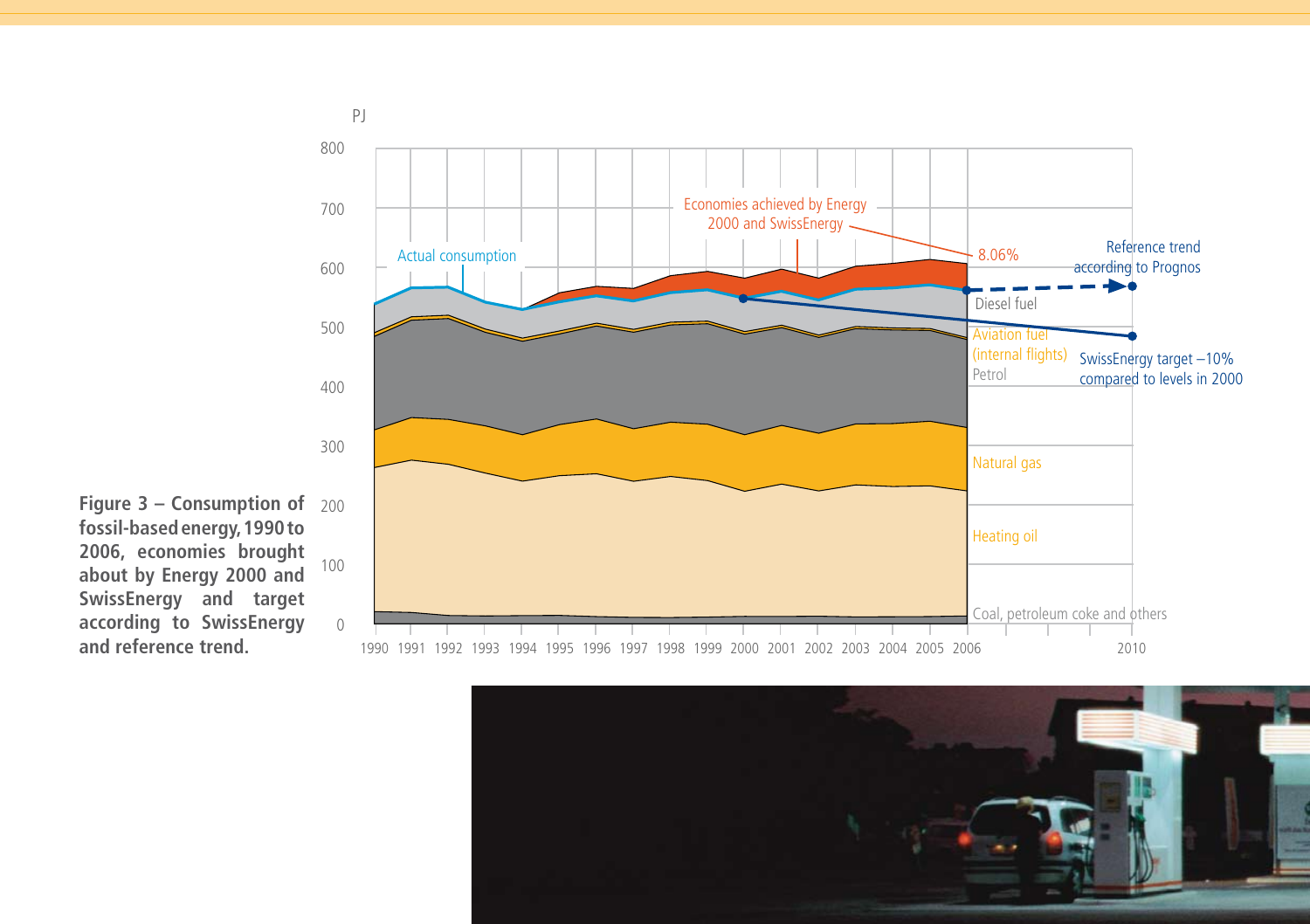**Figure 3 – Consumption of fossil-based energy, 1990 to 2006, economies brought about by Energy 2000 and SwissEnergy and target according to SwissEnergy and reference trend.**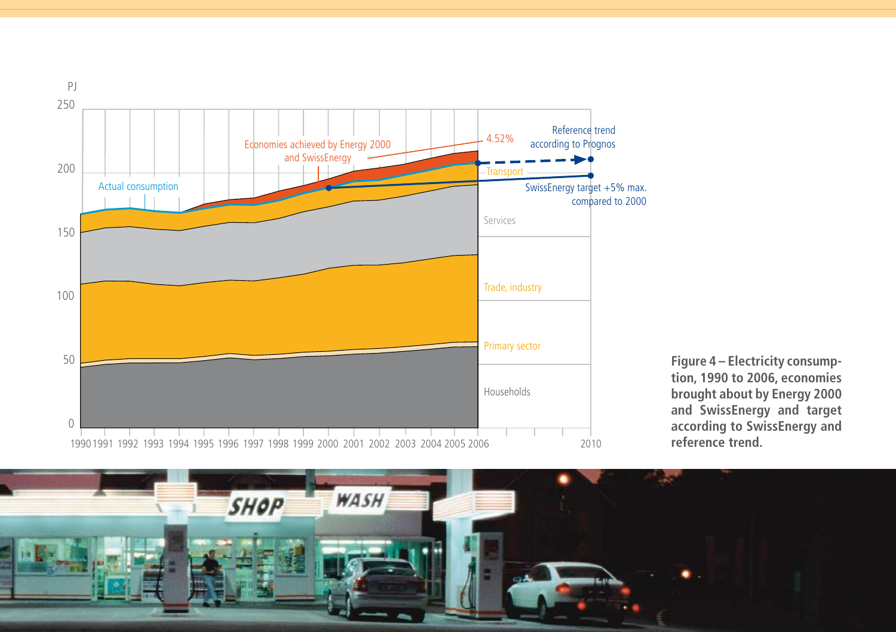**Figure 4 – Electricity consumption, 1990 to 2006, economies brought about by Energy 2000 and SwissEnergy and target according to SwissEnergy and reference trend.**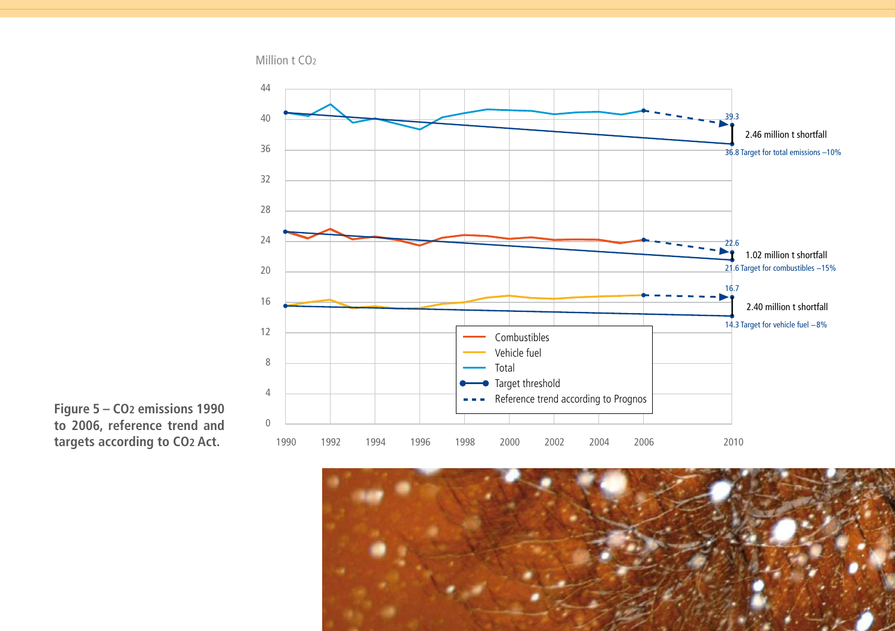**Figure 5 – $CO_2$ emissions 1990 to 2006, reference trend and targets according to $CO_2$ Act.**

Million t $CO_2$

- 39.3 — 2.46 million t shortfall — 36.8 Target for total emissions –10%
- 22.6 — 1.02 million t shortfall — 21.6 Target for combustibles –15%
- 16.7 — 2.40 million t shortfall — 14.3 Target for vehicle fuel –8%

Legend: Combustibles; Vehicle fuel; Total; Target threshold; Reference trend according to Prognos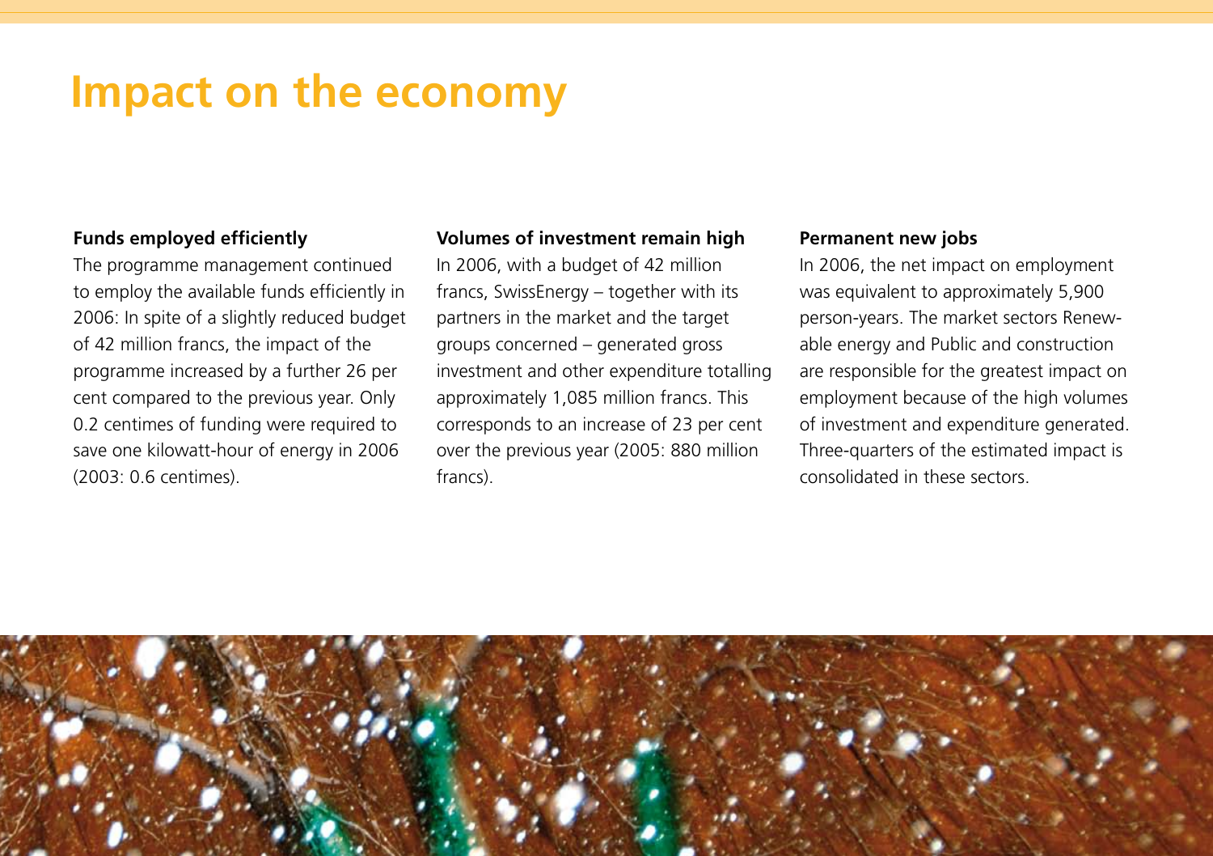# Impact on the economy

### Funds employed efficiently

The programme management continued to employ the available funds efficiently in 2006: In spite of a slightly reduced budget of 42 million francs, the impact of the programme increased by a further 26 per cent compared to the previous year. Only 0.2 centimes of funding were required to save one kilowatt-hour of energy in 2006 (2003: 0.6 centimes).

### Volumes of investment remain high

In 2006, with a budget of 42 million francs, SwissEnergy – together with its partners in the market and the target groups concerned – generated gross investment and other expenditure totalling approximately 1,085 million francs. This corresponds to an increase of 23 per cent over the previous year (2005: 880 million francs).

### Permanent new jobs

In 2006, the net impact on employment was equivalent to approximately 5,900 person-years. The market sectors Renewable energy and Public and construction are responsible for the greatest impact on employment because of the high volumes of investment and expenditure generated. Three-quarters of the estimated impact is consolidated in these sectors.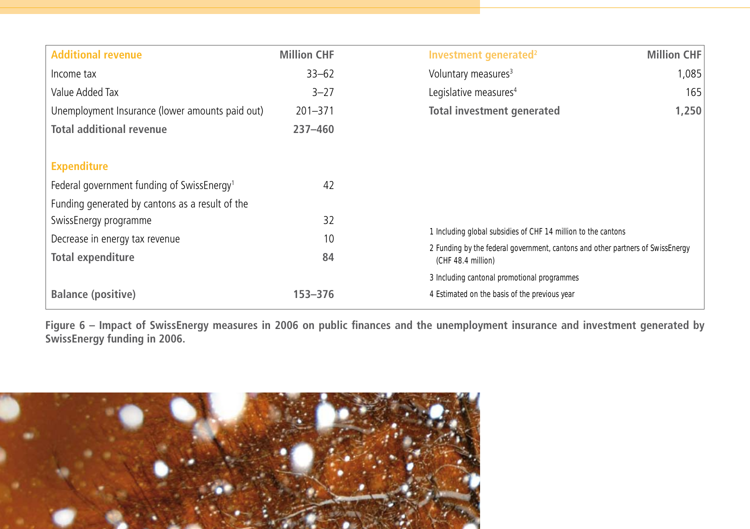| Additional revenue | Million CHF |
|---|---|
| Income tax | 33–62 |
| Value Added Tax | 3–27 |
| Unemployment Insurance (lower amounts paid out) | 201–371 |
| **Total additional revenue** | **237–460** |
| **Expenditure** | |
| Federal government funding of SwissEnergy[1] | 42 |
| Funding generated by cantons as a result of the SwissEnergy programme | 32 |
| Decrease in energy tax revenue | 10 |
| **Total expenditure** | **84** |
| **Balance (positive)** | **153–376** |

| Investment generated[2] | Million CHF |
|---|---|
| Voluntary measures[3] | 1,085 |
| Legislative measures[4] | 165 |
| **Total investment generated** | **1,250** |

1 Including global subsidies of CHF 14 million to the cantons

2 Funding by the federal government, cantons and other partners of SwissEnergy (CHF 48.4 million)

3 Including cantonal promotional programmes

4 Estimated on the basis of the previous year

**Figure 6 – Impact of SwissEnergy measures in 2006 on public finances and the unemployment insurance and investment generated by SwissEnergy funding in 2006.**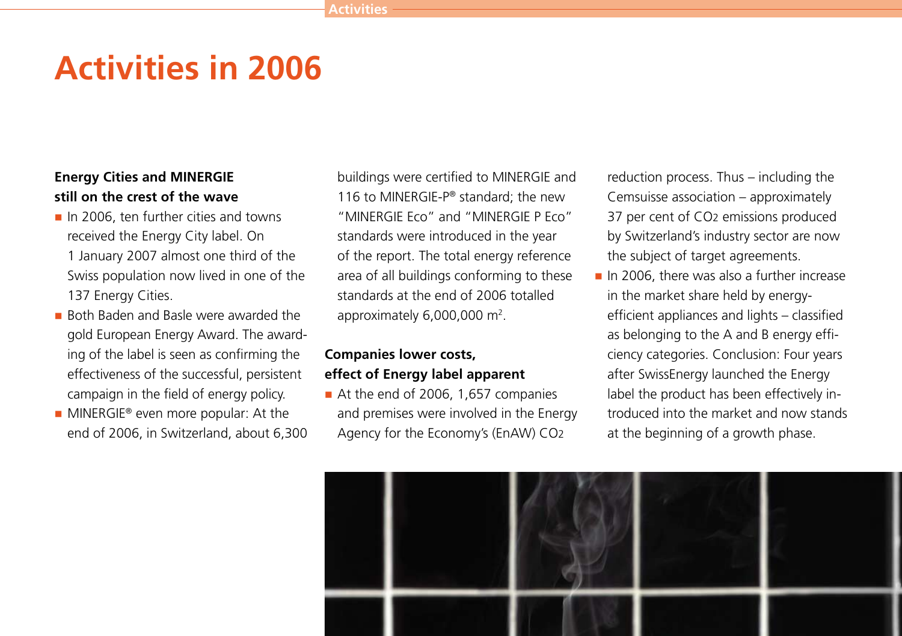# Activities in 2006

**Energy Cities and MINERGIE still on the crest of the wave**

- In 2006, ten further cities and towns received the Energy City label. On 1 January 2007 almost one third of the Swiss population now lived in one of the 137 Energy Cities.
- Both Baden and Basle were awarded the gold European Energy Award. The awarding of the label is seen as confirming the effectiveness of the successful, persistent campaign in the field of energy policy.
- MINERGIE® even more popular: At the end of 2006, in Switzerland, about 6,300 buildings were certified to MINERGIE and 116 to MINERGIE-P® standard; the new "MINERGIE Eco" and "MINERGIE P Eco" standards were introduced in the year of the report. The total energy reference area of all buildings conforming to these standards at the end of 2006 totalled approximately 6,000,000 m².

**Companies lower costs, effect of Energy label apparent**

- At the end of 2006, 1,657 companies and premises were involved in the Energy Agency for the Economy's (EnAW) $CO_2$ reduction process. Thus – including the Cemsuisse association – approximately 37 per cent of $CO_2$ emissions produced by Switzerland's industry sector are now the subject of target agreements.
- In 2006, there was also a further increase in the market share held by energy-efficient appliances and lights – classified as belonging to the A and B energy efficiency categories. Conclusion: Four years after SwissEnergy launched the Energy label the product has been effectively introduced into the market and now stands at the beginning of a growth phase.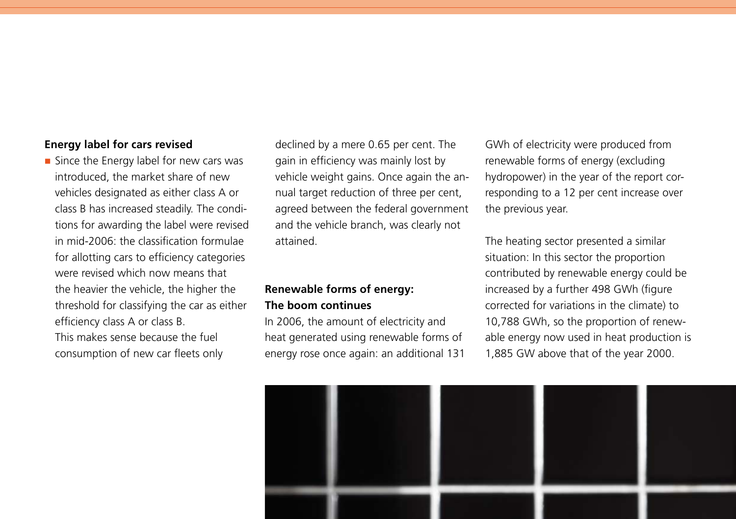### Energy label for cars revised

- Since the Energy label for new cars was introduced, the market share of new vehicles designated as either class A or class B has increased steadily. The conditions for awarding the label were revised in mid-2006: the classification formulae for allotting cars to efficiency categories were revised which now means that the heavier the vehicle, the higher the threshold for classifying the car as either efficiency class A or class B.
  This makes sense because the fuel consumption of new car fleets only declined by a mere 0.65 per cent. The gain in efficiency was mainly lost by vehicle weight gains. Once again the annual target reduction of three per cent, agreed between the federal government and the vehicle branch, was clearly not attained.

### Renewable forms of energy: The boom continues

In 2006, the amount of electricity and heat generated using renewable forms of energy rose once again: an additional 131 GWh of electricity were produced from renewable forms of energy (excluding hydropower) in the year of the report corresponding to a 12 per cent increase over the previous year.

The heating sector presented a similar situation: In this sector the proportion contributed by renewable energy could be increased by a further 498 GWh (figure corrected for variations in the climate) to 10,788 GWh, so the proportion of renewable energy now used in heat production is 1,885 GW above that of the year 2000.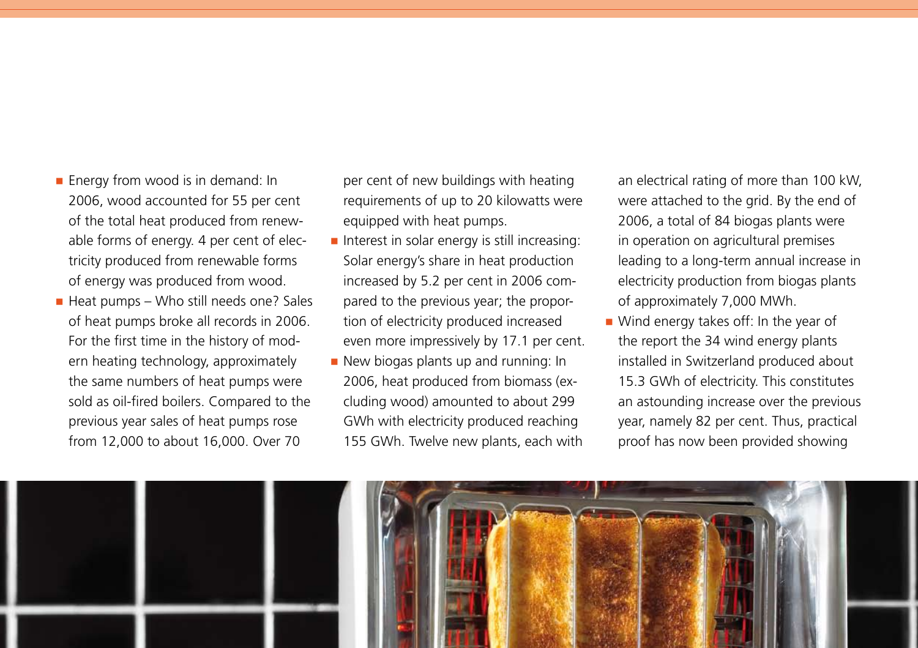- Energy from wood is in demand: In 2006, wood accounted for 55 per cent of the total heat produced from renewable forms of energy. 4 per cent of electricity produced from renewable forms of energy was produced from wood.
- Heat pumps – Who still needs one? Sales of heat pumps broke all records in 2006. For the first time in the history of modern heating technology, approximately the same numbers of heat pumps were sold as oil-fired boilers. Compared to the previous year sales of heat pumps rose from 12,000 to about 16,000. Over 70 per cent of new buildings with heating requirements of up to 20 kilowatts were equipped with heat pumps.
- Interest in solar energy is still increasing: Solar energy's share in heat production increased by 5.2 per cent in 2006 compared to the previous year; the proportion of electricity produced increased even more impressively by 17.1 per cent.
- New biogas plants up and running: In 2006, heat produced from biomass (excluding wood) amounted to about 299 GWh with electricity produced reaching 155 GWh. Twelve new plants, each with an electrical rating of more than 100 kW, were attached to the grid. By the end of 2006, a total of 84 biogas plants were in operation on agricultural premises leading to a long-term annual increase in electricity production from biogas plants of approximately 7,000 MWh.
- Wind energy takes off: In the year of the report the 34 wind energy plants installed in Switzerland produced about 15.3 GWh of electricity. This constitutes an astounding increase over the previous year, namely 82 per cent. Thus, practical proof has now been provided showing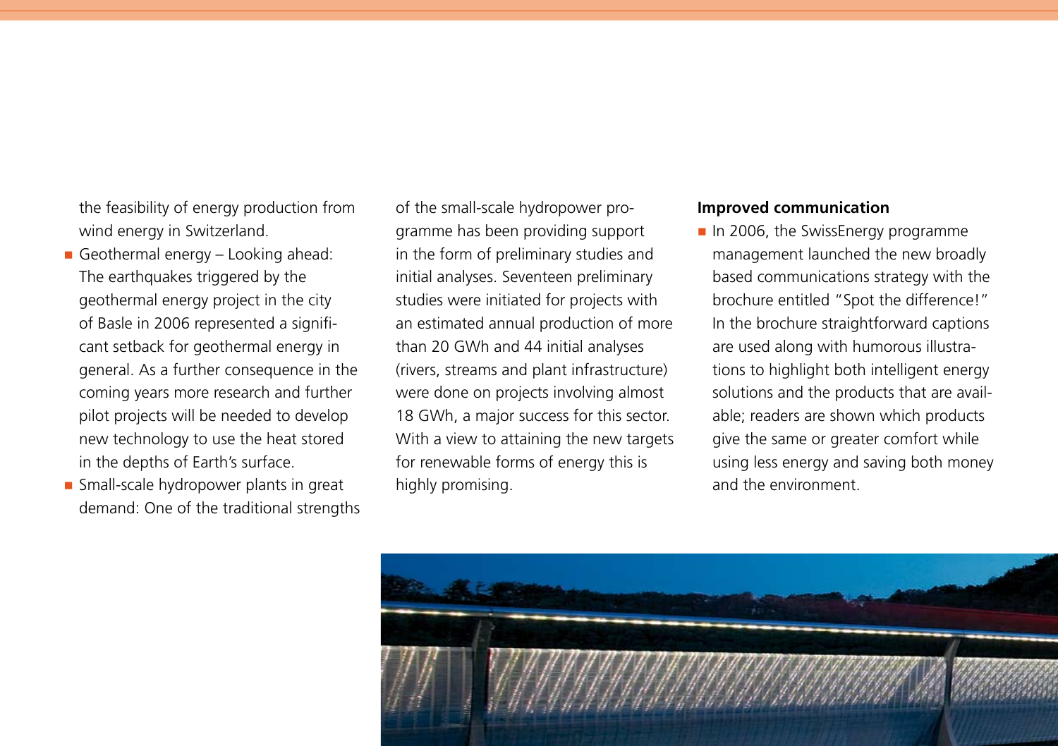the feasibility of energy production from wind energy in Switzerland.

- Geothermal energy – Looking ahead: The earthquakes triggered by the geothermal energy project in the city of Basle in 2006 represented a significant setback for geothermal energy in general. As a further consequence in the coming years more research and further pilot projects will be needed to develop new technology to use the heat stored in the depths of Earth's surface.
- Small-scale hydropower plants in great demand: One of the traditional strengths of the small-scale hydropower programme has been providing support in the form of preliminary studies and initial analyses. Seventeen preliminary studies were initiated for projects with an estimated annual production of more than 20 GWh and 44 initial analyses (rivers, streams and plant infrastructure) were done on projects involving almost 18 GWh, a major success for this sector. With a view to attaining the new targets for renewable forms of energy this is highly promising.

**Improved communication**

- In 2006, the SwissEnergy programme management launched the new broadly based communications strategy with the brochure entitled "Spot the difference!" In the brochure straightforward captions are used along with humorous illustrations to highlight both intelligent energy solutions and the products that are available; readers are shown which products give the same or greater comfort while using less energy and saving both money and the environment.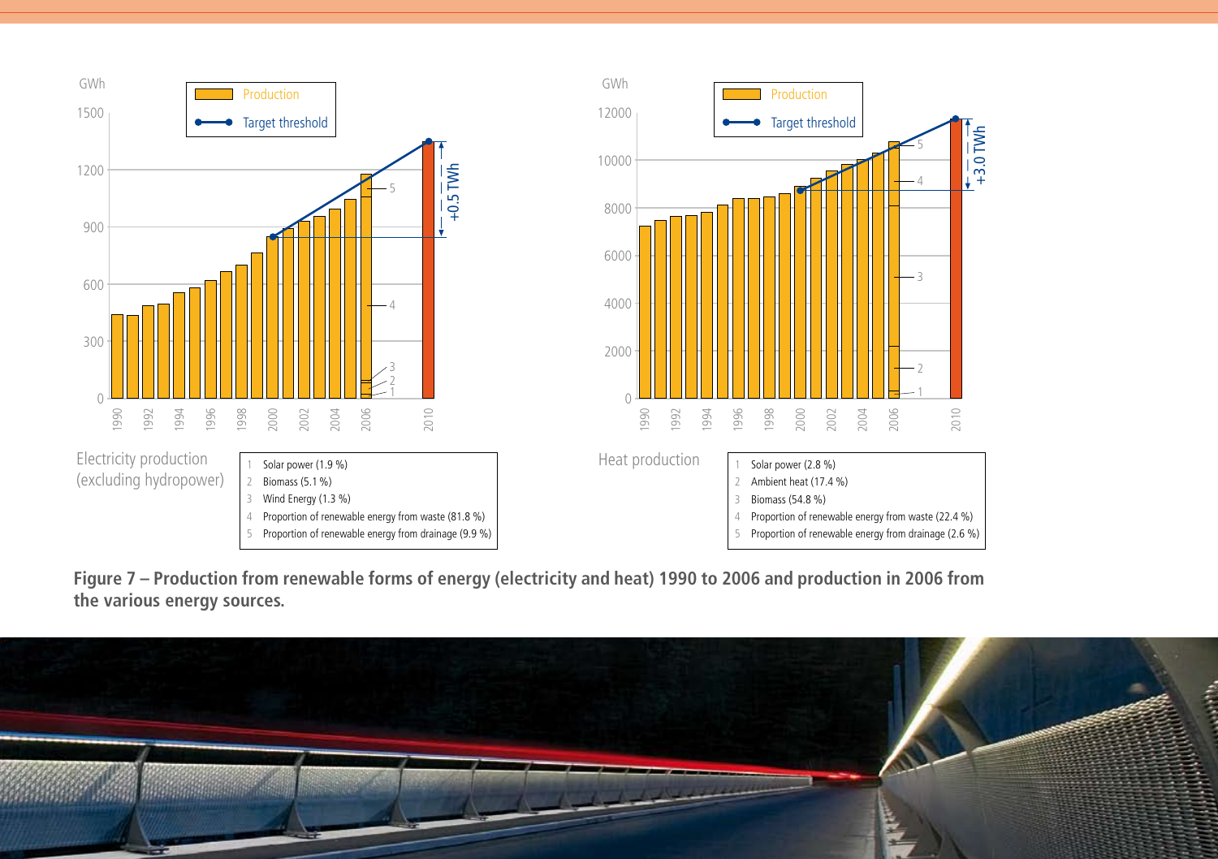Electricity production (excluding hydropower)

1. Solar power (1.9 %)
2. Biomass (5.1 %)
3. Wind Energy (1.3 %)
4. Proportion of renewable energy from waste (81.8 %)
5. Proportion of renewable energy from drainage (9.9 %)

Heat production

1. Solar power (2.8 %)
2. Ambient heat (17.4 %)
3. Biomass (54.8 %)
4. Proportion of renewable energy from waste (22.4 %)
5. Proportion of renewable energy from drainage (2.6 %)

**Figure 7 – Production from renewable forms of energy (electricity and heat) 1990 to 2006 and production in 2006 from the various energy sources.**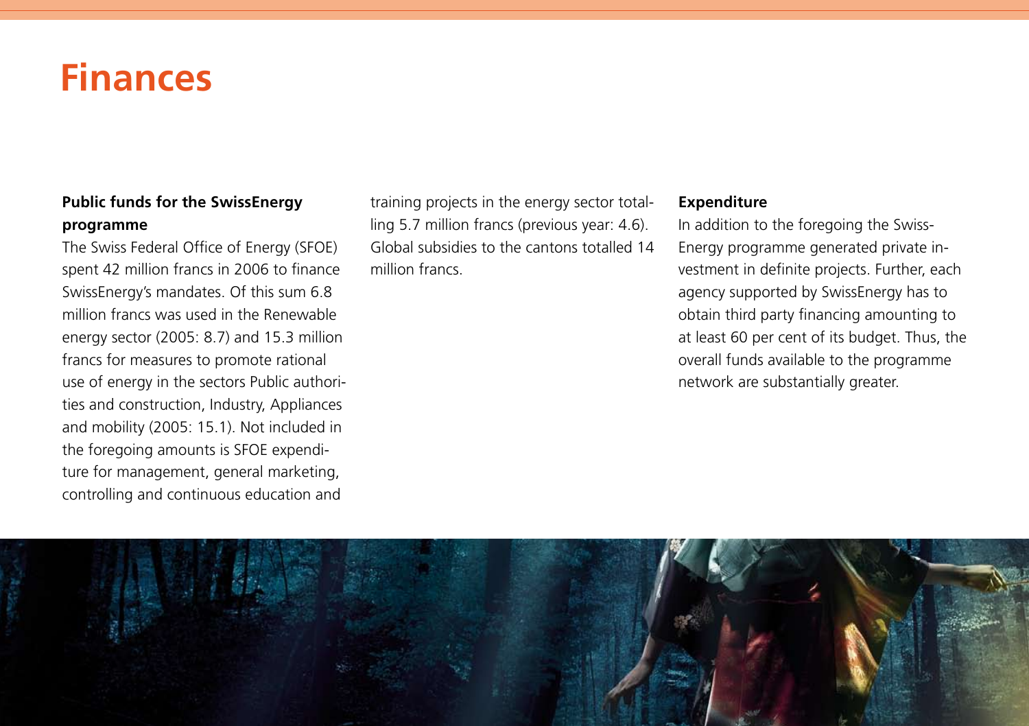# Finances

### Public funds for the SwissEnergy programme

The Swiss Federal Office of Energy (SFOE) spent 42 million francs in 2006 to finance SwissEnergy's mandates. Of this sum 6.8 million francs was used in the Renewable energy sector (2005: 8.7) and 15.3 million francs for measures to promote rational use of energy in the sectors Public authorities and construction, Industry, Appliances and mobility (2005: 15.1). Not included in the foregoing amounts is SFOE expenditure for management, general marketing, controlling and continuous education and training projects in the energy sector totalling 5.7 million francs (previous year: 4.6). Global subsidies to the cantons totalled 14 million francs.

### Expenditure

In addition to the foregoing the SwissEnergy programme generated private investment in definite projects. Further, each agency supported by SwissEnergy has to obtain third party financing amounting to at least 60 per cent of its budget. Thus, the overall funds available to the programme network are substantially greater.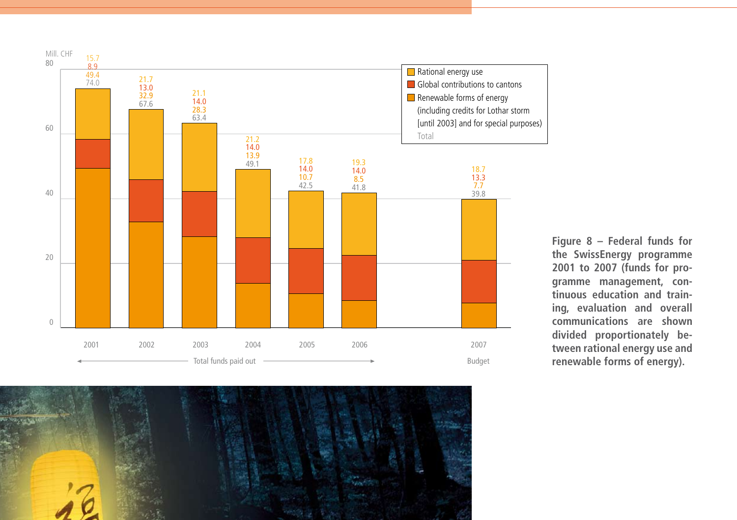Mill. CHF

| | 2001 | 2002 | 2003 | 2004 | 2005 | 2006 | 2007 Budget |
|---|---|---|---|---|---|---|---|
| Rational energy use | 15.7 | 21.7 | 21.1 | 21.2 | 17.8 | 19.3 | 18.7 |
| Global contributions to cantons | 8.9 | 13.0 | 14.0 | 14.0 | 14.0 | 14.0 | 13.3 |
| Renewable forms of energy (including credits for Lothar storm [until 2003] and for special purposes) | 49.4 | 32.9 | 28.3 | 13.9 | 10.7 | 8.5 | 7.7 |
| Total | 74.0 | 67.6 | 63.4 | 49.1 | 42.5 | 41.8 | 39.8 |

2001–2006: Total funds paid out; 2007: Budget

**Figure 8 – Federal funds for the SwissEnergy programme 2001 to 2007 (funds for programme management, continuous education and training, evaluation and overall communications are shown divided proportionately between rational energy use and renewable forms of energy).**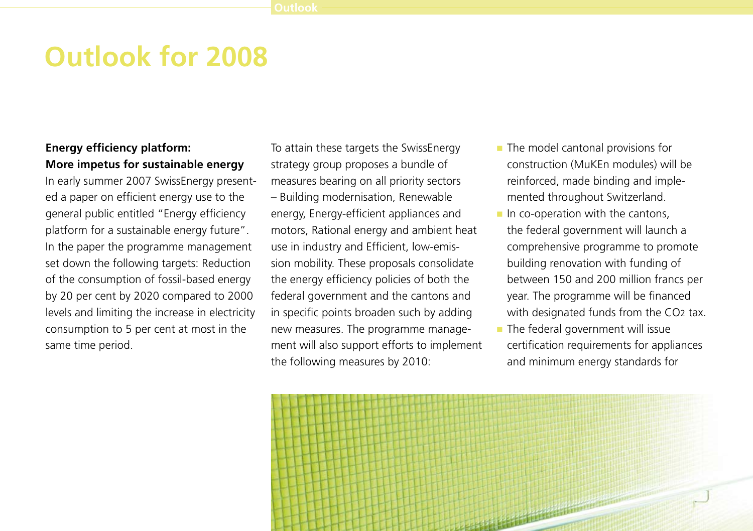# Outlook for 2008

**Energy efficiency platform: More impetus for sustainable energy**

In early summer 2007 SwissEnergy presented a paper on efficient energy use to the general public entitled "Energy efficiency platform for a sustainable energy future". In the paper the programme management set down the following targets: Reduction of the consumption of fossil-based energy by 20 per cent by 2020 compared to 2000 levels and limiting the increase in electricity consumption to 5 per cent at most in the same time period.

To attain these targets the SwissEnergy strategy group proposes a bundle of measures bearing on all priority sectors – Building modernisation, Renewable energy, Energy-efficient appliances and motors, Rational energy and ambient heat use in industry and Efficient, low-emission mobility. These proposals consolidate the energy efficiency policies of both the federal government and the cantons and in specific points broaden such by adding new measures. The programme management will also support efforts to implement the following measures by 2010:

- The model cantonal provisions for construction (MuKEn modules) will be reinforced, made binding and implemented throughout Switzerland.
- In co-operation with the cantons, the federal government will launch a comprehensive programme to promote building renovation with funding of between 150 and 200 million francs per year. The programme will be financed with designated funds from the $CO_2$ tax.
- The federal government will issue certification requirements for appliances and minimum energy standards for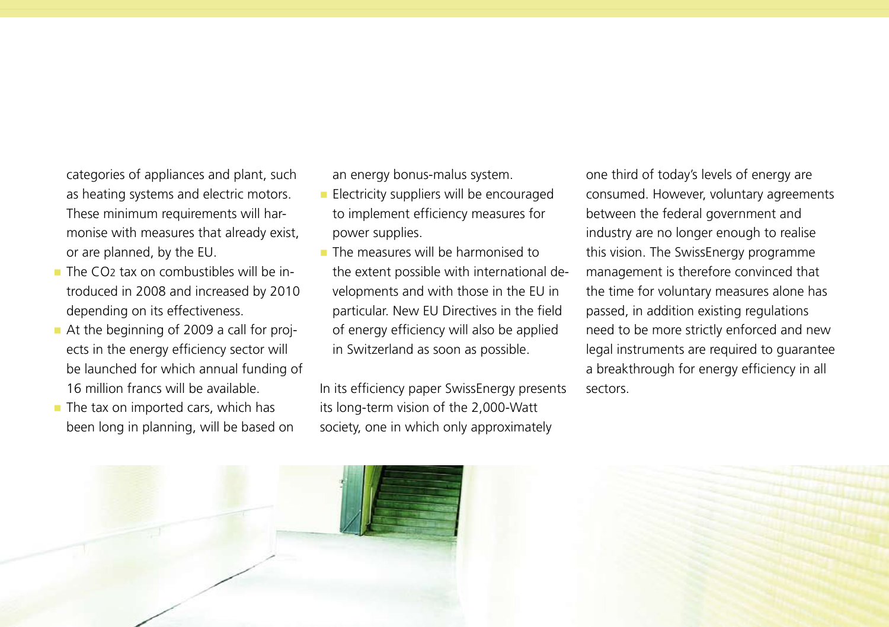categories of appliances and plant, such as heating systems and electric motors. These minimum requirements will harmonise with measures that already exist, or are planned, by the EU.

- The $CO_2$ tax on combustibles will be introduced in 2008 and increased by 2010 depending on its effectiveness.
- At the beginning of 2009 a call for projects in the energy efficiency sector will be launched for which annual funding of 16 million francs will be available.
- The tax on imported cars, which has been long in planning, will be based on an energy bonus-malus system.
- Electricity suppliers will be encouraged to implement efficiency measures for power supplies.
- The measures will be harmonised to the extent possible with international developments and with those in the EU in particular. New EU Directives in the field of energy efficiency will also be applied in Switzerland as soon as possible.

In its efficiency paper SwissEnergy presents its long-term vision of the 2,000-Watt society, one in which only approximately one third of today's levels of energy are consumed. However, voluntary agreements between the federal government and industry are no longer enough to realise this vision. The SwissEnergy programme management is therefore convinced that the time for voluntary measures alone has passed, in addition existing regulations need to be more strictly enforced and new legal instruments are required to guarantee a breakthrough for energy efficiency in all sectors.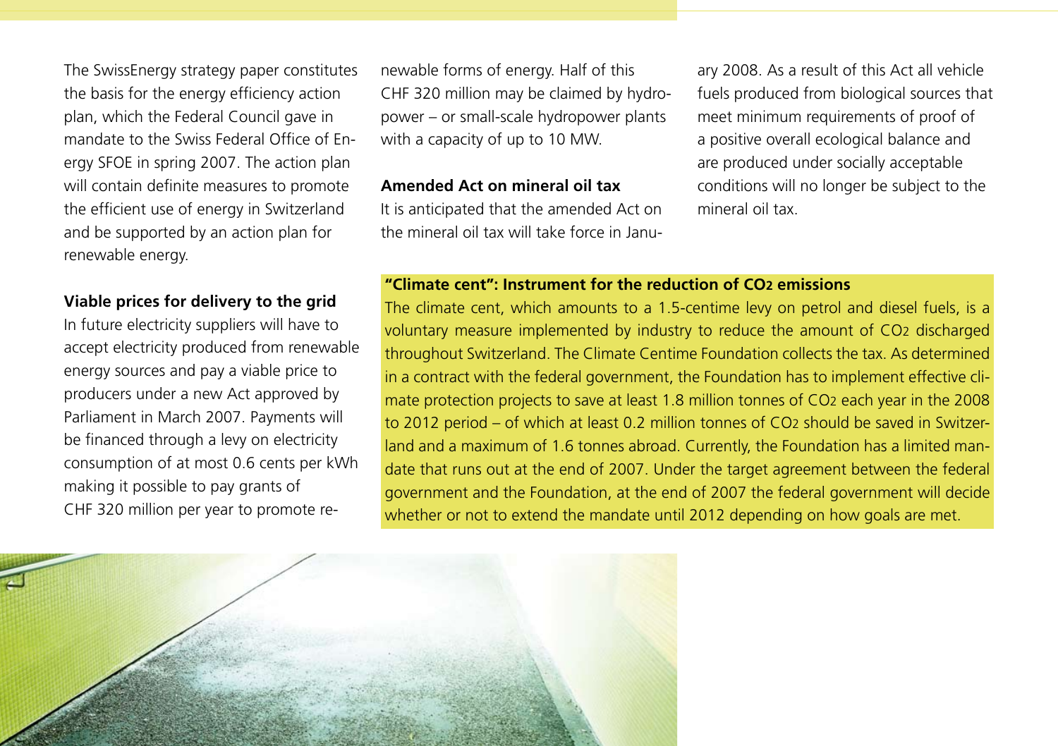The SwissEnergy strategy paper constitutes the basis for the energy efficiency action plan, which the Federal Council gave in mandate to the Swiss Federal Office of Energy SFOE in spring 2007. The action plan will contain definite measures to promote the efficient use of energy in Switzerland and be supported by an action plan for renewable energy.

**Viable prices for delivery to the grid**

In future electricity suppliers will have to accept electricity produced from renewable energy sources and pay a viable price to producers under a new Act approved by Parliament in March 2007. Payments will be financed through a levy on electricity consumption of at most 0.6 cents per kWh making it possible to pay grants of CHF 320 million per year to promote renewable forms of energy. Half of this CHF 320 million may be claimed by hydropower – or small-scale hydropower plants with a capacity of up to 10 MW.

**Amended Act on mineral oil tax**

It is anticipated that the amended Act on the mineral oil tax will take force in January 2008. As a result of this Act all vehicle fuels produced from biological sources that meet minimum requirements of proof of a positive overall ecological balance and are produced under socially acceptable conditions will no longer be subject to the mineral oil tax.

**"Climate cent": Instrument for the reduction of $CO_2$ emissions**

The climate cent, which amounts to a 1.5-centime levy on petrol and diesel fuels, is a voluntary measure implemented by industry to reduce the amount of $CO_2$ discharged throughout Switzerland. The Climate Centime Foundation collects the tax. As determined in a contract with the federal government, the Foundation has to implement effective climate protection projects to save at least 1.8 million tonnes of $CO_2$ each year in the 2008 to 2012 period – of which at least 0.2 million tonnes of $CO_2$ should be saved in Switzerland and a maximum of 1.6 tonnes abroad. Currently, the Foundation has a limited mandate that runs out at the end of 2007. Under the target agreement between the federal government and the Foundation, at the end of 2007 the federal government will decide whether or not to extend the mandate until 2012 depending on how goals are met.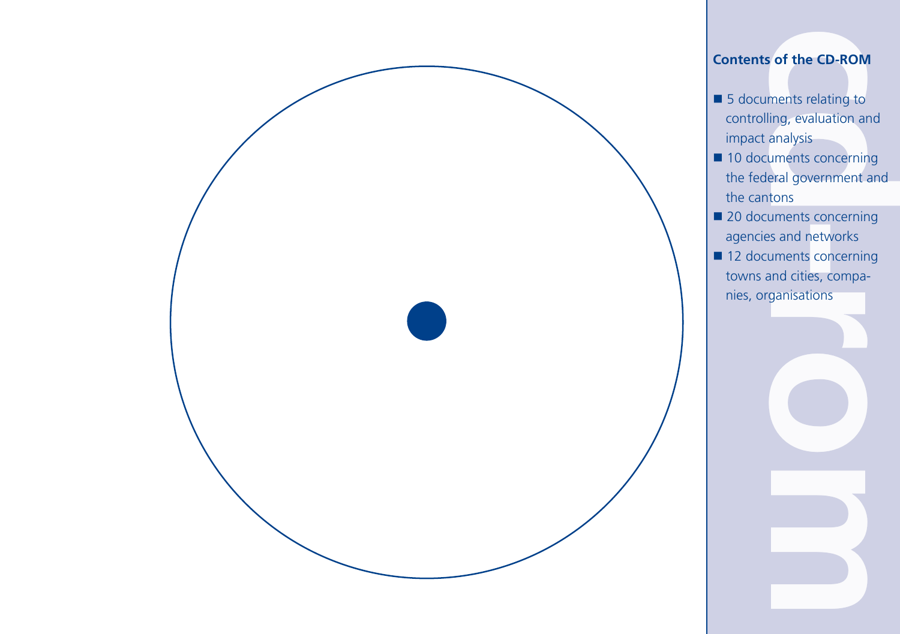**Contents of the CD-ROM**

- 5 documents relating to controlling, evaluation and impact analysis
- 10 documents concerning the federal government and the cantons
- 20 documents concerning agencies and networks
- 12 documents concerning towns and cities, companies, organisations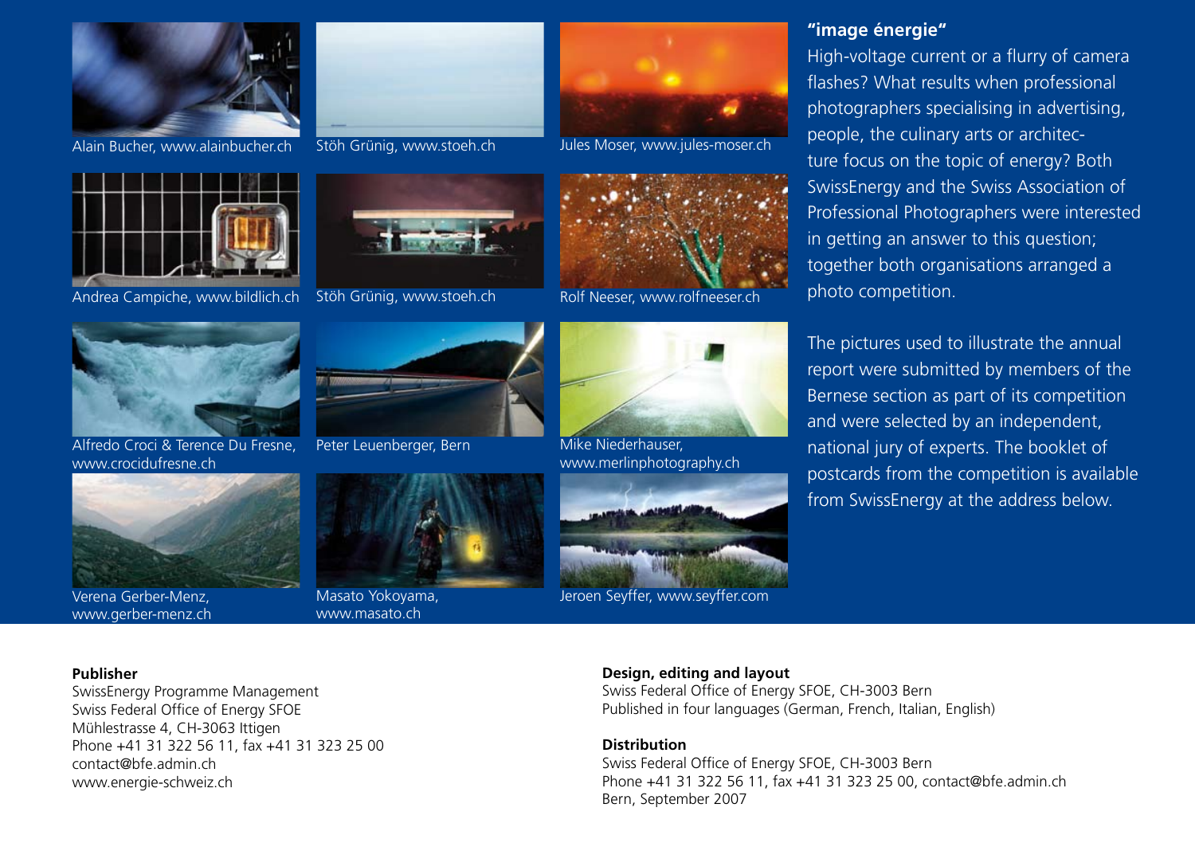Alain Bucher, www.alainbucher.ch

Stöh Grünig, www.stoeh.ch

Jules Moser, www.jules-moser.ch

Andrea Campiche, www.bildlich.ch

Stöh Grünig, www.stoeh.ch

Rolf Neeser, www.rolfneeser.ch

Alfredo Croci & Terence Du Fresne, www.crocidufresne.ch

Peter Leuenberger, Bern

Mike Niederhauser, www.merlinphotography.ch

Verena Gerber-Menz, www.gerber-menz.ch

Masato Yokoyama, www.masato.ch

Jeroen Seyffer, www.seyffer.com

**"image énergie"**

High-voltage current or a flurry of camera flashes? What results when professional photographers specialising in advertising, people, the culinary arts or architecture focus on the topic of energy? Both SwissEnergy and the Swiss Association of Professional Photographers were interested in getting an answer to this question; together both organisations arranged a photo competition.

The pictures used to illustrate the annual report were submitted by members of the Bernese section as part of its competition and were selected by an independent, national jury of experts. The booklet of postcards from the competition is available from SwissEnergy at the address below.

**Publisher**
SwissEnergy Programme Management
Swiss Federal Office of Energy SFOE
Mühlestrasse 4, CH-3063 Ittigen
Phone +41 31 322 56 11, fax +41 31 323 25 00
contact@bfe.admin.ch
www.energie-schweiz.ch

**Design, editing and layout**
Swiss Federal Office of Energy SFOE, CH-3003 Bern
Published in four languages (German, French, Italian, English)

**Distribution**
Swiss Federal Office of Energy SFOE, CH-3003 Bern
Phone +41 31 322 56 11, fax +41 31 323 25 00, contact@bfe.admin.ch
Bern, September 2007